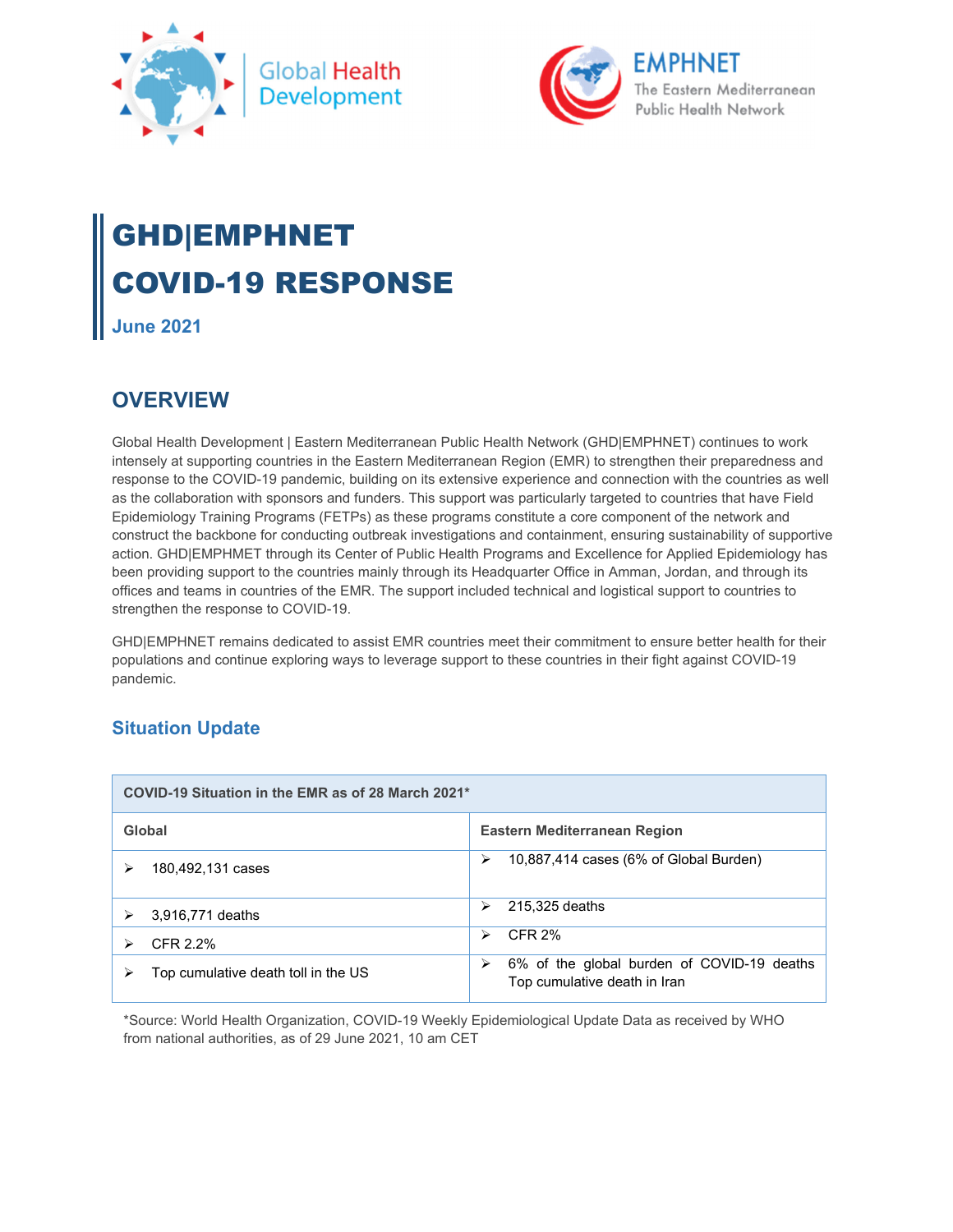# GHD|EMPHNET COVID-19 RESPONSE

**June 2021**

## OVERVIEW

Global Health Development | Eastern Mediterranean Public Health Network (GHD|EMPHNET) continues to work intensely at supporting countries in the Eastern Mediterranean Region (EMR) to strengthen their preparedness and response to the COVID-19 pandemic, building on its extensive experience and connection with the countries as well as the collaboration with sponsors and funders. This support was particularly targeted to countries that have Field Epidemiology Training Programs (FETPs) as these programs constitute a core component of the network and construct the backbone for conducting outbreak investigations and containment, ensuring sustainability of supportive action. GHD|EMPHNET through its Center of Public Health Programs and Excellence for Applied Epidemiology has been providing support to the countries mainly through its Headquarter Office in Amman, Jordan, and through its offices and teams in countries of the EMR. The support included technical and logistical support to countries to strengthen the response to COVID-19.

GHD|EMPHNET remains dedicated to assist EMR countries meet their commitment to ensure better health for their populations and continue exploring ways to leverage support to these countries in their fight against COVID-19 pandemic.

### Situation Update

| COVID-19 Situation in the EMR as of 28 March 2021* | |
|---|---|
| **Global** | **Eastern Mediterranean Region** |
| ➢ 180,492,131 cases | ➢ 10,887,414 cases (6% of Global Burden) |
| ➢ 3,916,771 deaths | ➢ 215,325 deaths |
| ➢ CFR 2.2% | ➢ CFR 2% |
| ➢ Top cumulative death toll in the US | ➢ 6% of the global burden of COVID-19 deaths<br>Top cumulative death in Iran |

*Source: World Health Organization, COVID-19 Weekly Epidemiological Update Data as received by WHO from national authorities, as of 29 June 2021, 10 am CET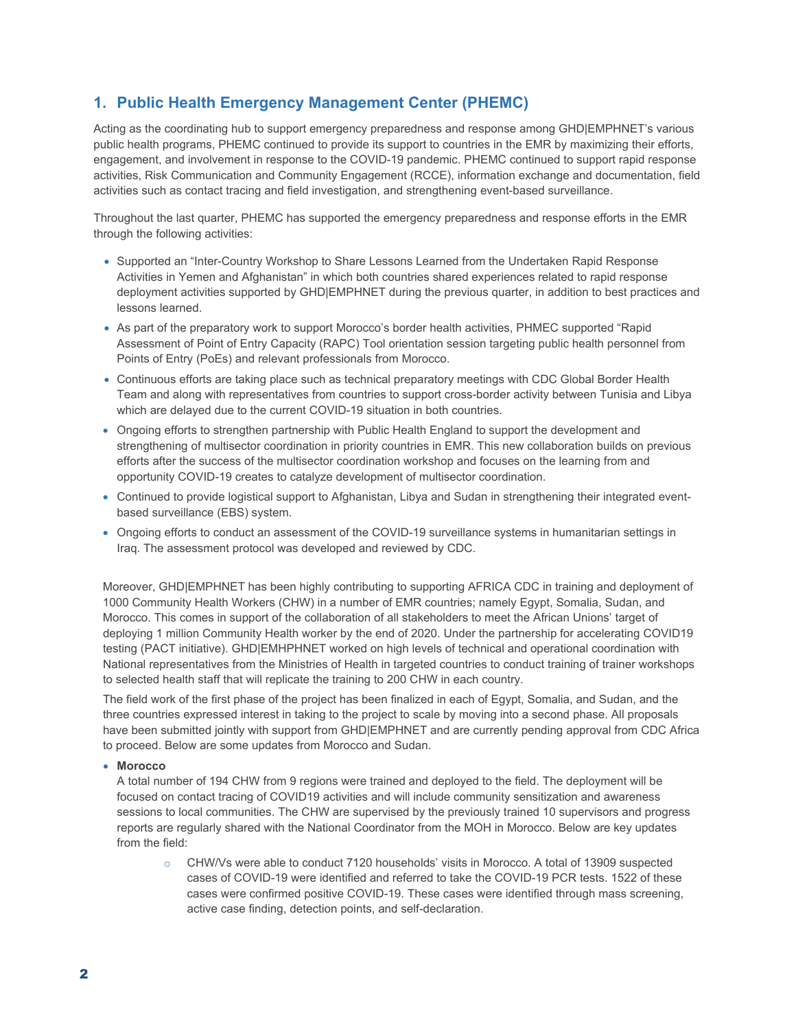## 1. Public Health Emergency Management Center (PHEMC)

Acting as the coordinating hub to support emergency preparedness and response among GHD|EMPHNET's various public health programs, PHEMC continued to provide its support to countries in the EMR by maximizing their efforts, engagement, and involvement in response to the COVID-19 pandemic. PHEMC continued to support rapid response activities, Risk Communication and Community Engagement (RCCE), information exchange and documentation, field activities such as contact tracing and field investigation, and strengthening event-based surveillance.

Throughout the last quarter, PHEMC has supported the emergency preparedness and response efforts in the EMR through the following activities:

- Supported an "Inter-Country Workshop to Share Lessons Learned from the Undertaken Rapid Response Activities in Yemen and Afghanistan" in which both countries shared experiences related to rapid response deployment activities supported by GHD|EMPHNET during the previous quarter, in addition to best practices and lessons learned.
- As part of the preparatory work to support Morocco's border health activities, PHMEC supported "Rapid Assessment of Point of Entry Capacity (RAPC) Tool orientation session targeting public health personnel from Points of Entry (PoEs) and relevant professionals from Morocco.
- Continuous efforts are taking place such as technical preparatory meetings with CDC Global Border Health Team and along with representatives from countries to support cross-border activity between Tunisia and Libya which are delayed due to the current COVID-19 situation in both countries.
- Ongoing efforts to strengthen partnership with Public Health England to support the development and strengthening of multisector coordination in priority countries in EMR. This new collaboration builds on previous efforts after the success of the multisector coordination workshop and focuses on the learning from and opportunity COVID-19 creates to catalyze development of multisector coordination.
- Continued to provide logistical support to Afghanistan, Libya and Sudan in strengthening their integrated event-based surveillance (EBS) system.
- Ongoing efforts to conduct an assessment of the COVID-19 surveillance systems in humanitarian settings in Iraq. The assessment protocol was developed and reviewed by CDC.

Moreover, GHD|EMPHNET has been highly contributing to supporting AFRICA CDC in training and deployment of 1000 Community Health Workers (CHW) in a number of EMR countries; namely Egypt, Somalia, Sudan, and Morocco. This comes in support of the collaboration of all stakeholders to meet the African Unions' target of deploying 1 million Community Health worker by the end of 2020. Under the partnership for accelerating COVID19 testing (PACT initiative). GHD|EMHPHNET worked on high levels of technical and operational coordination with National representatives from the Ministries of Health in targeted countries to conduct training of trainer workshops to selected health staff that will replicate the training to 200 CHW in each country.

The field work of the first phase of the project has been finalized in each of Egypt, Somalia, and Sudan, and the three countries expressed interest in taking to the project to scale by moving into a second phase. All proposals have been submitted jointly with support from GHD|EMPHNET and are currently pending approval from CDC Africa to proceed. Below are some updates from Morocco and Sudan.

- **Morocco**
  A total number of 194 CHW from 9 regions were trained and deployed to the field. The deployment will be focused on contact tracing of COVID19 activities and will include community sensitization and awareness sessions to local communities. The CHW are supervised by the previously trained 10 supervisors and progress reports are regularly shared with the National Coordinator from the MOH in Morocco. Below are key updates from the field:
    - CHW/Vs were able to conduct 7120 households' visits in Morocco. A total of 13909 suspected cases of COVID-19 were identified and referred to take the COVID-19 PCR tests. 1522 of these cases were confirmed positive COVID-19. These cases were identified through mass screening, active case finding, detection points, and self-declaration.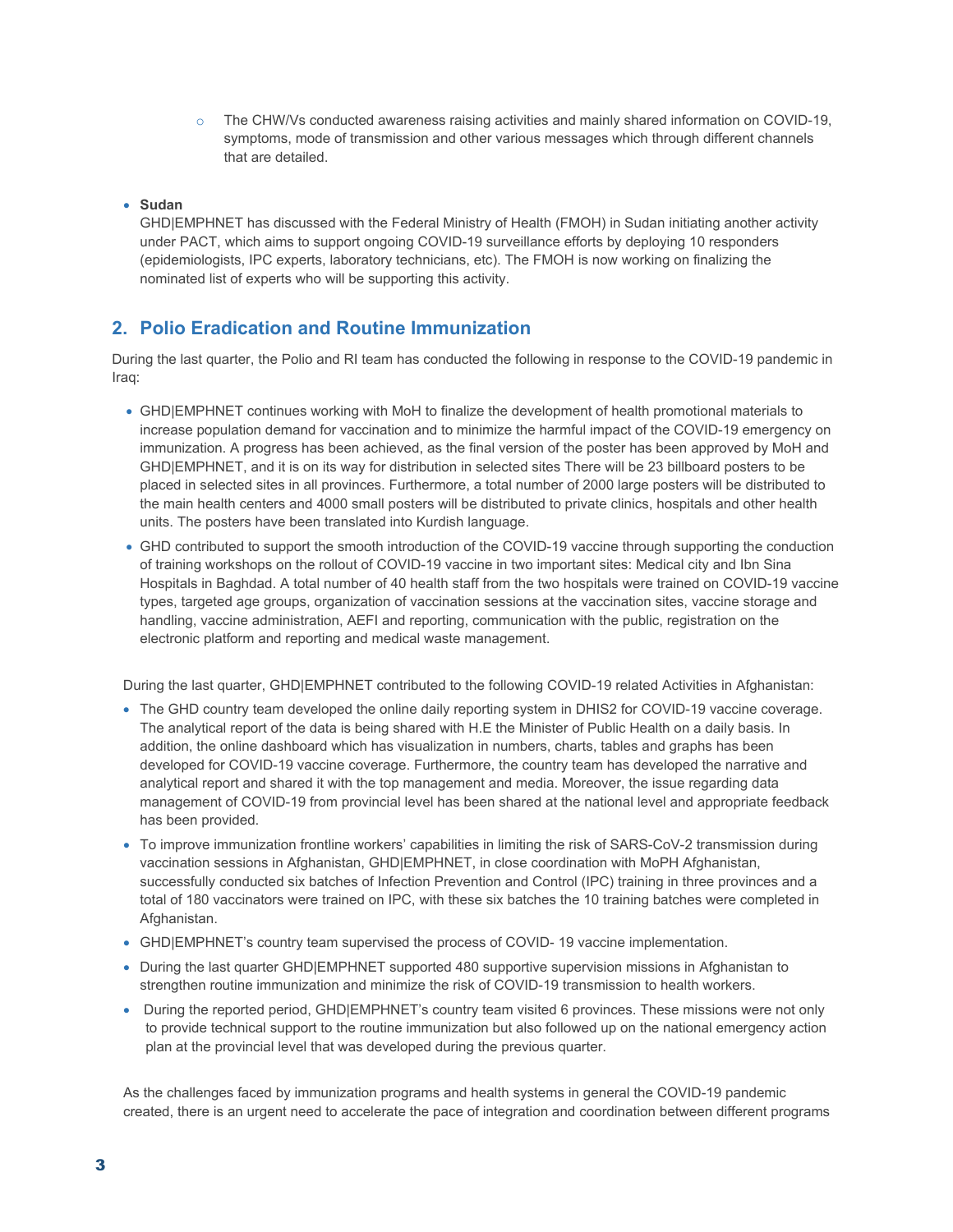- The CHW/Vs conducted awareness raising activities and mainly shared information on COVID-19, symptoms, mode of transmission and other various messages which through different channels that are detailed.

- **Sudan**
  GHD|EMPHNET has discussed with the Federal Ministry of Health (FMOH) in Sudan initiating another activity under PACT, which aims to support ongoing COVID-19 surveillance efforts by deploying 10 responders (epidemiologists, IPC experts, laboratory technicians, etc). The FMOH is now working on finalizing the nominated list of experts who will be supporting this activity.

## 2. Polio Eradication and Routine Immunization

During the last quarter, the Polio and RI team has conducted the following in response to the COVID-19 pandemic in Iraq:

- GHD|EMPHNET continues working with MoH to finalize the development of health promotional materials to increase population demand for vaccination and to minimize the harmful impact of the COVID-19 emergency on immunization. A progress has been achieved, as the final version of the poster has been approved by MoH and GHD|EMPHNET, and it is on its way for distribution in selected sites There will be 23 billboard posters to be placed in selected sites in all provinces. Furthermore, a total number of 2000 large posters will be distributed to the main health centers and 4000 small posters will be distributed to private clinics, hospitals and other health units. The posters have been translated into Kurdish language.
- GHD contributed to support the smooth introduction of the COVID-19 vaccine through supporting the conduction of training workshops on the rollout of COVID-19 vaccine in two important sites: Medical city and Ibn Sina Hospitals in Baghdad. A total number of 40 health staff from the two hospitals were trained on COVID-19 vaccine types, targeted age groups, organization of vaccination sessions at the vaccination sites, vaccine storage and handling, vaccine administration, AEFI and reporting, communication with the public, registration on the electronic platform and reporting and medical waste management.

During the last quarter, GHD|EMPHNET contributed to the following COVID-19 related Activities in Afghanistan:

- The GHD country team developed the online daily reporting system in DHIS2 for COVID-19 vaccine coverage. The analytical report of the data is being shared with H.E the Minister of Public Health on a daily basis. In addition, the online dashboard which has visualization in numbers, charts, tables and graphs has been developed for COVID-19 vaccine coverage. Furthermore, the country team has developed the narrative and analytical report and shared it with the top management and media. Moreover, the issue regarding data management of COVID-19 from provincial level has been shared at the national level and appropriate feedback has been provided.
- To improve immunization frontline workers' capabilities in limiting the risk of SARS-CoV-2 transmission during vaccination sessions in Afghanistan, GHD|EMPHNET, in close coordination with MoPH Afghanistan, successfully conducted six batches of Infection Prevention and Control (IPC) training in three provinces and a total of 180 vaccinators were trained on IPC, with these six batches the 10 training batches were completed in Afghanistan.
- GHD|EMPHNET's country team supervised the process of COVID- 19 vaccine implementation.
- During the last quarter GHD|EMPHNET supported 480 supportive supervision missions in Afghanistan to strengthen routine immunization and minimize the risk of COVID-19 transmission to health workers.
- During the reported period, GHD|EMPHNET's country team visited 6 provinces. These missions were not only to provide technical support to the routine immunization but also followed up on the national emergency action plan at the provincial level that was developed during the previous quarter.

As the challenges faced by immunization programs and health systems in general the COVID-19 pandemic created, there is an urgent need to accelerate the pace of integration and coordination between different programs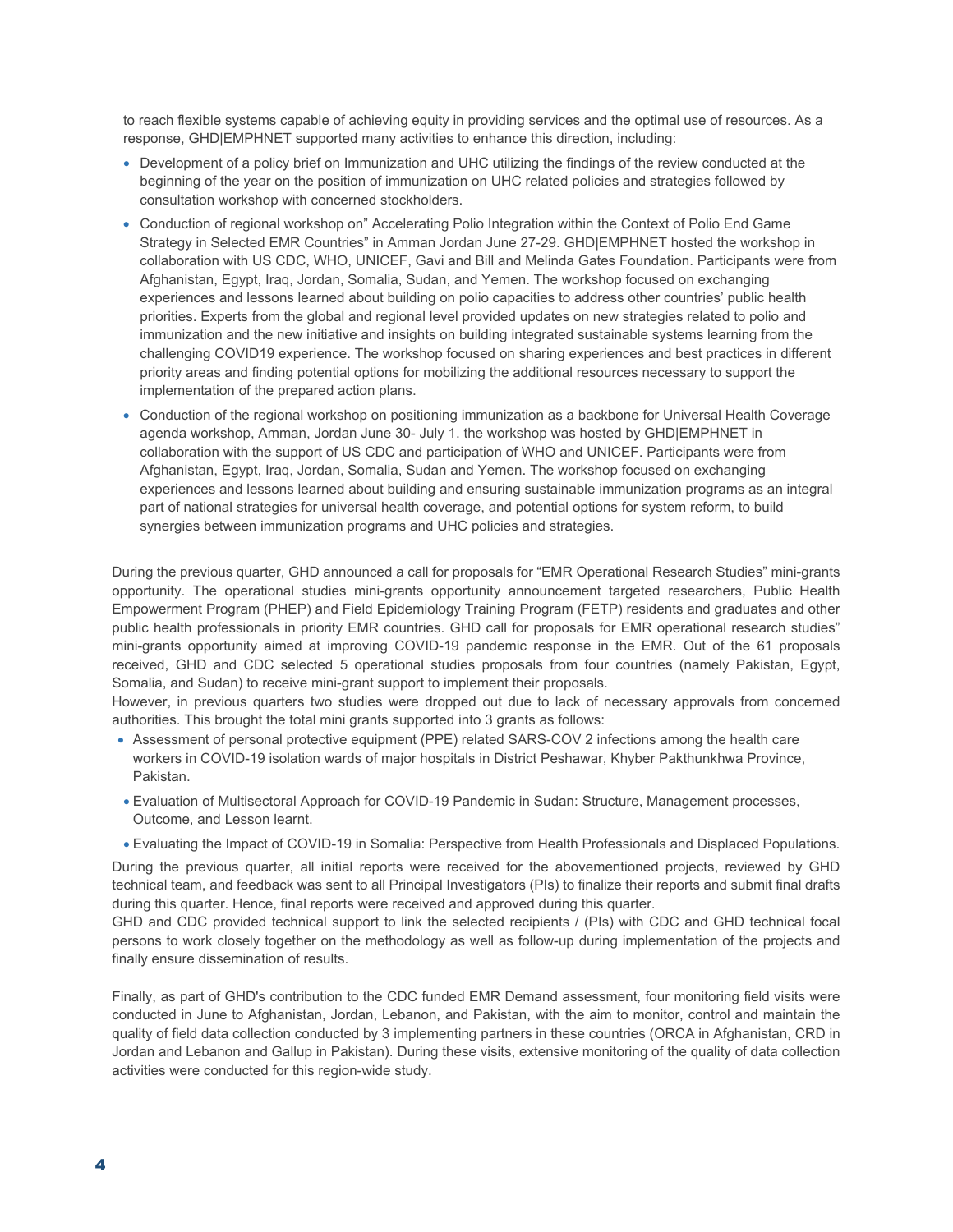to reach flexible systems capable of achieving equity in providing services and the optimal use of resources. As a response, GHD|EMPHNET supported many activities to enhance this direction, including:

- Development of a policy brief on Immunization and UHC utilizing the findings of the review conducted at the beginning of the year on the position of immunization on UHC related policies and strategies followed by consultation workshop with concerned stockholders.
- Conduction of regional workshop on" Accelerating Polio Integration within the Context of Polio End Game Strategy in Selected EMR Countries" in Amman Jordan June 27-29. GHD|EMPHNET hosted the workshop in collaboration with US CDC, WHO, UNICEF, Gavi and Bill and Melinda Gates Foundation. Participants were from Afghanistan, Egypt, Iraq, Jordan, Somalia, Sudan, and Yemen. The workshop focused on exchanging experiences and lessons learned about building on polio capacities to address other countries' public health priorities. Experts from the global and regional level provided updates on new strategies related to polio and immunization and the new initiative and insights on building integrated sustainable systems learning from the challenging COVID19 experience. The workshop focused on sharing experiences and best practices in different priority areas and finding potential options for mobilizing the additional resources necessary to support the implementation of the prepared action plans.
- Conduction of the regional workshop on positioning immunization as a backbone for Universal Health Coverage agenda workshop, Amman, Jordan June 30- July 1. the workshop was hosted by GHD|EMPHNET in collaboration with the support of US CDC and participation of WHO and UNICEF. Participants were from Afghanistan, Egypt, Iraq, Jordan, Somalia, Sudan and Yemen. The workshop focused on exchanging experiences and lessons learned about building and ensuring sustainable immunization programs as an integral part of national strategies for universal health coverage, and potential options for system reform, to build synergies between immunization programs and UHC policies and strategies.

During the previous quarter, GHD announced a call for proposals for "EMR Operational Research Studies" mini-grants opportunity. The operational studies mini-grants opportunity announcement targeted researchers, Public Health Empowerment Program (PHEP) and Field Epidemiology Training Program (FETP) residents and graduates and other public health professionals in priority EMR countries. GHD call for proposals for EMR operational research studies" mini-grants opportunity aimed at improving COVID-19 pandemic response in the EMR. Out of the 61 proposals received, GHD and CDC selected 5 operational studies proposals from four countries (namely Pakistan, Egypt, Somalia, and Sudan) to receive mini-grant support to implement their proposals.
However, in previous quarters two studies were dropped out due to lack of necessary approvals from concerned authorities. This brought the total mini grants supported into 3 grants as follows:

- Assessment of personal protective equipment (PPE) related SARS-COV 2 infections among the health care workers in COVID-19 isolation wards of major hospitals in District Peshawar, Khyber Pakthunkhwa Province, Pakistan.
- Evaluation of Multisectoral Approach for COVID-19 Pandemic in Sudan: Structure, Management processes, Outcome, and Lesson learnt.
- Evaluating the Impact of COVID-19 in Somalia: Perspective from Health Professionals and Displaced Populations.

During the previous quarter, all initial reports were received for the abovementioned projects, reviewed by GHD technical team, and feedback was sent to all Principal Investigators (PIs) to finalize their reports and submit final drafts during this quarter. Hence, final reports were received and approved during this quarter.
GHD and CDC provided technical support to link the selected recipients / (PIs) with CDC and GHD technical focal persons to work closely together on the methodology as well as follow-up during implementation of the projects and finally ensure dissemination of results.

Finally, as part of GHD's contribution to the CDC funded EMR Demand assessment, four monitoring field visits were conducted in June to Afghanistan, Jordan, Lebanon, and Pakistan, with the aim to monitor, control and maintain the quality of field data collection conducted by 3 implementing partners in these countries (ORCA in Afghanistan, CRD in Jordan and Lebanon and Gallup in Pakistan). During these visits, extensive monitoring of the quality of data collection activities were conducted for this region-wide study.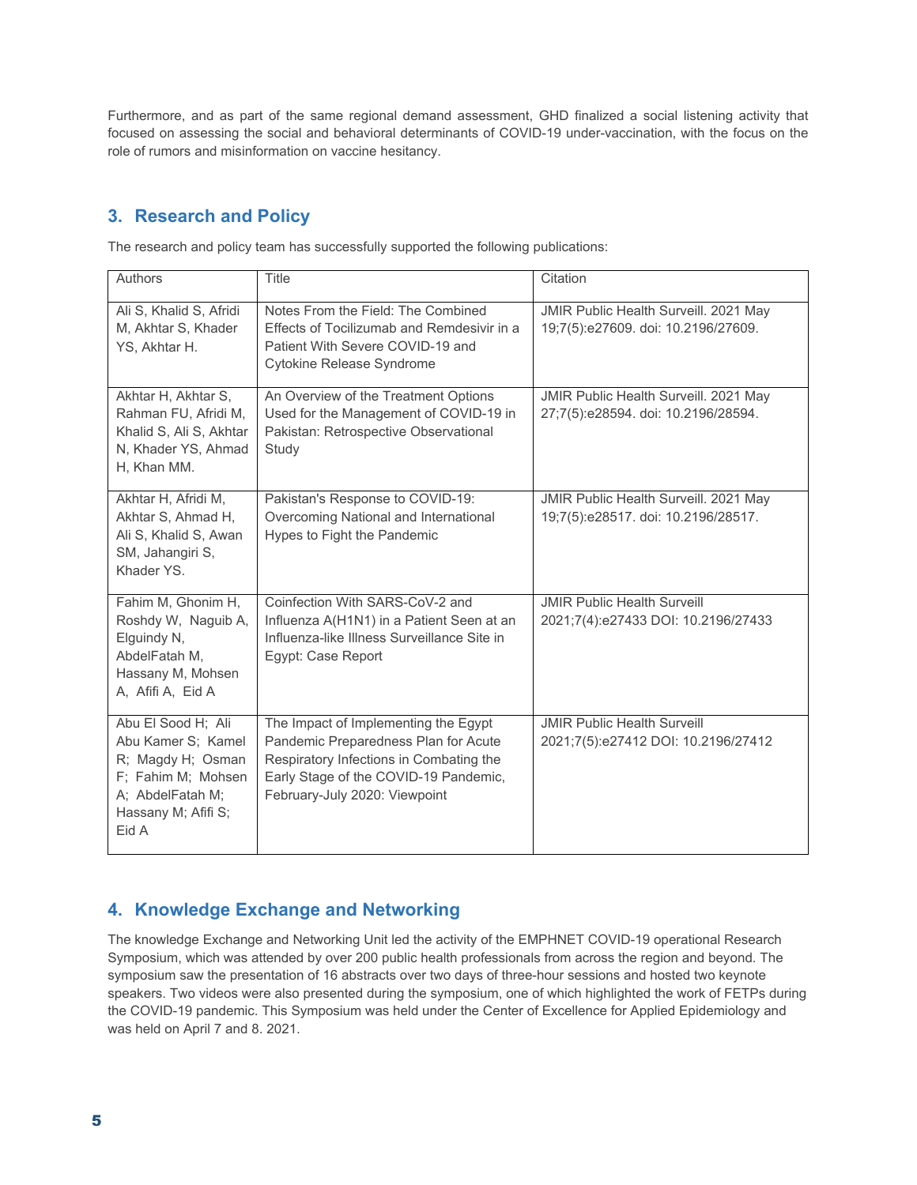Furthermore, and as part of the same regional demand assessment, GHD finalized a social listening activity that focused on assessing the social and behavioral determinants of COVID-19 under-vaccination, with the focus on the role of rumors and misinformation on vaccine hesitancy.

## 3. Research and Policy

The research and policy team has successfully supported the following publications:

| Authors | Title | Citation |
| --- | --- | --- |
| Ali S, Khalid S, Afridi M, Akhtar S, Khader YS, Akhtar H. | Notes From the Field: The Combined Effects of Tocilizumab and Remdesivir in a Patient With Severe COVID-19 and Cytokine Release Syndrome | JMIR Public Health Surveill. 2021 May 19;7(5):e27609. doi: 10.2196/27609. |
| Akhtar H, Akhtar S, Rahman FU, Afridi M, Khalid S, Ali S, Akhtar N, Khader YS, Ahmad H, Khan MM. | An Overview of the Treatment Options Used for the Management of COVID-19 in Pakistan: Retrospective Observational Study | JMIR Public Health Surveill. 2021 May 27;7(5):e28594. doi: 10.2196/28594. |
| Akhtar H, Afridi M, Akhtar S, Ahmad H, Ali S, Khalid S, Awan SM, Jahangiri S, Khader YS. | Pakistan's Response to COVID-19: Overcoming National and International Hypes to Fight the Pandemic | JMIR Public Health Surveill. 2021 May 19;7(5):e28517. doi: 10.2196/28517. |
| Fahim M, Ghonim H, Roshdy W, Naguib A, Elguindy N, AbdelFatah M, Hassany M, Mohsen A, Afifi A, Eid A | Coinfection With SARS-CoV-2 and Influenza A(H1N1) in a Patient Seen at an Influenza-like Illness Surveillance Site in Egypt: Case Report | JMIR Public Health Surveill 2021;7(4):e27433 DOI: 10.2196/27433 |
| Abu El Sood H; Ali Abu Kamer S; Kamel R; Magdy H; Osman F; Fahim M; Mohsen A; AbdelFatah M; Hassany M; Afifi S; Eid A | The Impact of Implementing the Egypt Pandemic Preparedness Plan for Acute Respiratory Infections in Combating the Early Stage of the COVID-19 Pandemic, February-July 2020: Viewpoint | JMIR Public Health Surveill 2021;7(5):e27412 DOI: 10.2196/27412 |

## 4. Knowledge Exchange and Networking

The knowledge Exchange and Networking Unit led the activity of the EMPHNET COVID-19 operational Research Symposium, which was attended by over 200 public health professionals from across the region and beyond. The symposium saw the presentation of 16 abstracts over two days of three-hour sessions and hosted two keynote speakers. Two videos were also presented during the symposium, one of which highlighted the work of FETPs during the COVID-19 pandemic. This Symposium was held under the Center of Excellence for Applied Epidemiology and was held on April 7 and 8. 2021.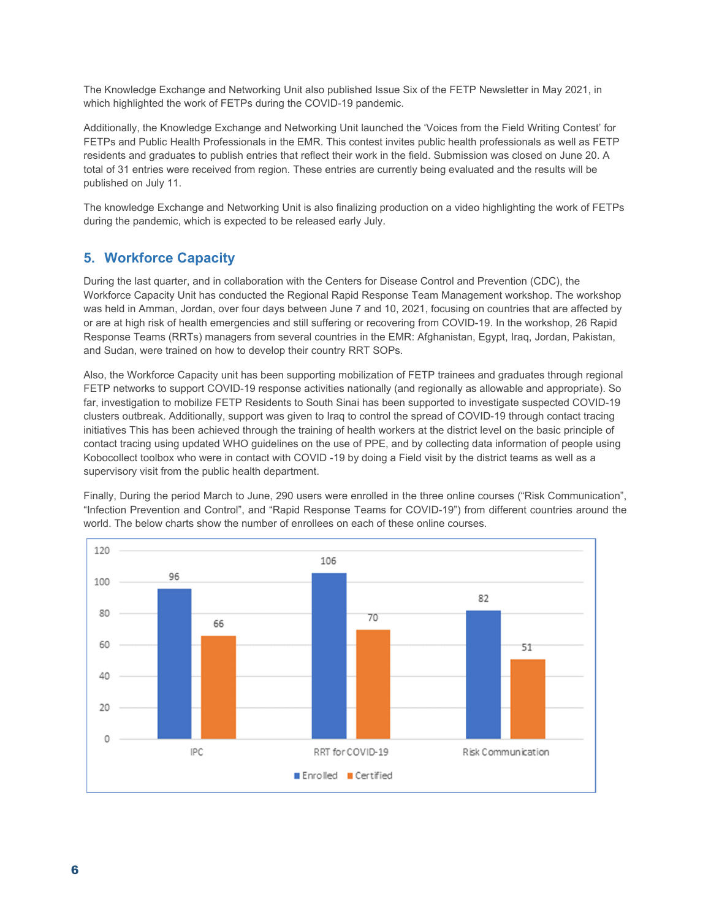The Knowledge Exchange and Networking Unit also published Issue Six of the FETP Newsletter in May 2021, in which highlighted the work of FETPs during the COVID-19 pandemic.

Additionally, the Knowledge Exchange and Networking Unit launched the 'Voices from the Field Writing Contest' for FETPs and Public Health Professionals in the EMR. This contest invites public health professionals as well as FETP residents and graduates to publish entries that reflect their work in the field. Submission was closed on June 20. A total of 31 entries were received from region. These entries are currently being evaluated and the results will be published on July 11.

The knowledge Exchange and Networking Unit is also finalizing production on a video highlighting the work of FETPs during the pandemic, which is expected to be released early July.

## 5. Workforce Capacity

During the last quarter, and in collaboration with the Centers for Disease Control and Prevention (CDC), the Workforce Capacity Unit has conducted the Regional Rapid Response Team Management workshop. The workshop was held in Amman, Jordan, over four days between June 7 and 10, 2021, focusing on countries that are affected by or are at high risk of health emergencies and still suffering or recovering from COVID-19. In the workshop, 26 Rapid Response Teams (RRTs) managers from several countries in the EMR: Afghanistan, Egypt, Iraq, Jordan, Pakistan, and Sudan, were trained on how to develop their country RRT SOPs.

Also, the Workforce Capacity unit has been supporting mobilization of FETP trainees and graduates through regional FETP networks to support COVID-19 response activities nationally (and regionally as allowable and appropriate). So far, investigation to mobilize FETP Residents to South Sinai has been supported to investigate suspected COVID-19 clusters outbreak. Additionally, support was given to Iraq to control the spread of COVID-19 through contact tracing initiatives This has been achieved through the training of health workers at the district level on the basic principle of contact tracing using updated WHO guidelines on the use of PPE, and by collecting data information of people using Kobocollect toolbox who were in contact with COVID -19 by doing a Field visit by the district teams as well as a supervisory visit from the public health department.

Finally, During the period March to June, 290 users were enrolled in the three online courses ("Risk Communication", "Infection Prevention and Control", and "Rapid Response Teams for COVID-19") from different countries around the world. The below charts show the number of enrollees on each of these online courses.

120
100
80
60
40
20
0

96
66
106
70
82
51

IPC
RRT for COVID-19
Risk Communication

Enrolled
Certified